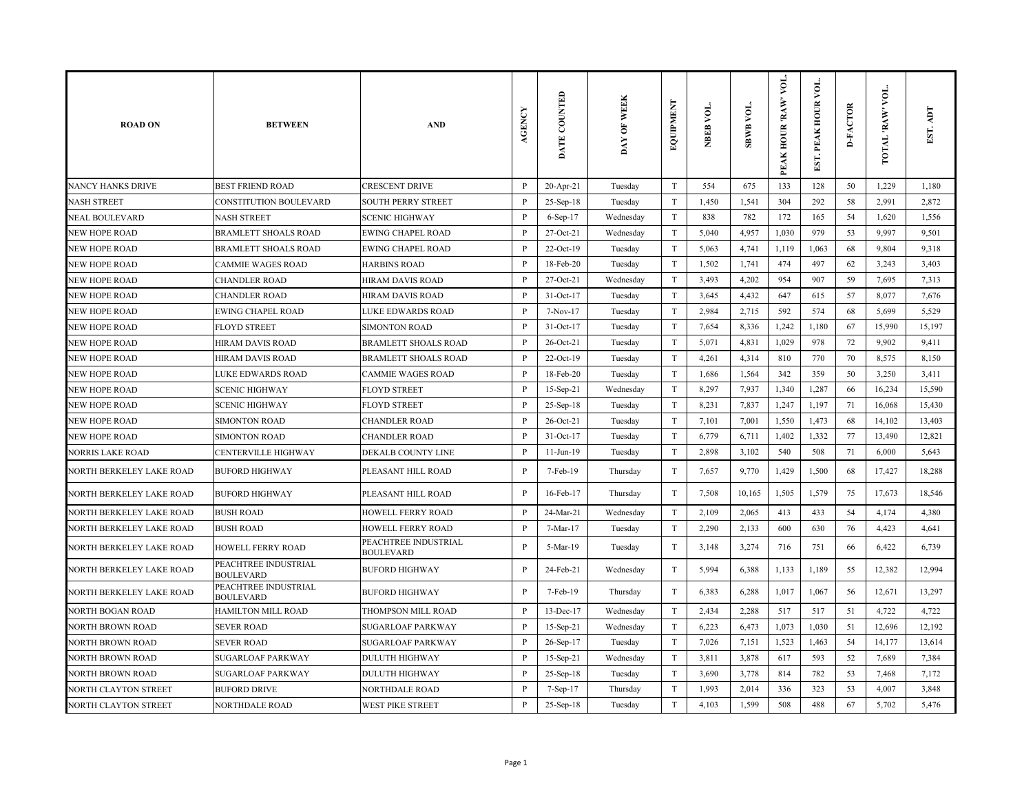| ROAD ON | BETWEEN | AND | AGENCY | DATE COUNTED | DAY OF WEEK | EQUIPMENT | NBEB VOL. | SBWB VOL. | PEAK HOUR 'RAW' VOL. | EST. PEAK HOUR VOL. | D-FACTOR | TOTAL 'RAW' VOL. | EST. ADT |
|---|---|---|---|---|---|---|---|---|---|---|---|---|---|
| NANCY HANKS DRIVE | BEST FRIEND ROAD | CRESCENT DRIVE | P | 20-Apr-21 | Tuesday | T | 554 | 675 | 133 | 128 | 50 | 1,229 | 1,180 |
| NASH STREET | CONSTITUTION BOULEVARD | SOUTH PERRY STREET | P | 25-Sep-18 | Tuesday | T | 1,450 | 1,541 | 304 | 292 | 58 | 2,991 | 2,872 |
| NEAL BOULEVARD | NASH STREET | SCENIC HIGHWAY | P | 6-Sep-17 | Wednesday | T | 838 | 782 | 172 | 165 | 54 | 1,620 | 1,556 |
| NEW HOPE ROAD | BRAMLETT SHOALS ROAD | EWING CHAPEL ROAD | P | 27-Oct-21 | Wednesday | T | 5,040 | 4,957 | 1,030 | 979 | 53 | 9,997 | 9,501 |
| NEW HOPE ROAD | BRAMLETT SHOALS ROAD | EWING CHAPEL ROAD | P | 22-Oct-19 | Tuesday | T | 5,063 | 4,741 | 1,119 | 1,063 | 68 | 9,804 | 9,318 |
| NEW HOPE ROAD | CAMMIE WAGES ROAD | HARBINS ROAD | P | 18-Feb-20 | Tuesday | T | 1,502 | 1,741 | 474 | 497 | 62 | 3,243 | 3,403 |
| NEW HOPE ROAD | CHANDLER ROAD | HIRAM DAVIS ROAD | P | 27-Oct-21 | Wednesday | T | 3,493 | 4,202 | 954 | 907 | 59 | 7,695 | 7,313 |
| NEW HOPE ROAD | CHANDLER ROAD | HIRAM DAVIS ROAD | P | 31-Oct-17 | Tuesday | T | 3,645 | 4,432 | 647 | 615 | 57 | 8,077 | 7,676 |
| NEW HOPE ROAD | EWING CHAPEL ROAD | LUKE EDWARDS ROAD | P | 7-Nov-17 | Tuesday | T | 2,984 | 2,715 | 592 | 574 | 68 | 5,699 | 5,529 |
| NEW HOPE ROAD | FLOYD STREET | SIMONTON ROAD | P | 31-Oct-17 | Tuesday | T | 7,654 | 8,336 | 1,242 | 1,180 | 67 | 15,990 | 15,197 |
| NEW HOPE ROAD | HIRAM DAVIS ROAD | BRAMLETT SHOALS ROAD | P | 26-Oct-21 | Tuesday | T | 5,071 | 4,831 | 1,029 | 978 | 72 | 9,902 | 9,411 |
| NEW HOPE ROAD | HIRAM DAVIS ROAD | BRAMLETT SHOALS ROAD | P | 22-Oct-19 | Tuesday | T | 4,261 | 4,314 | 810 | 770 | 70 | 8,575 | 8,150 |
| NEW HOPE ROAD | LUKE EDWARDS ROAD | CAMMIE WAGES ROAD | P | 18-Feb-20 | Tuesday | T | 1,686 | 1,564 | 342 | 359 | 50 | 3,250 | 3,411 |
| NEW HOPE ROAD | SCENIC HIGHWAY | FLOYD STREET | P | 15-Sep-21 | Wednesday | T | 8,297 | 7,937 | 1,340 | 1,287 | 66 | 16,234 | 15,590 |
| NEW HOPE ROAD | SCENIC HIGHWAY | FLOYD STREET | P | 25-Sep-18 | Tuesday | T | 8,231 | 7,837 | 1,247 | 1,197 | 71 | 16,068 | 15,430 |
| NEW HOPE ROAD | SIMONTON ROAD | CHANDLER ROAD | P | 26-Oct-21 | Tuesday | T | 7,101 | 7,001 | 1,550 | 1,473 | 68 | 14,102 | 13,403 |
| NEW HOPE ROAD | SIMONTON ROAD | CHANDLER ROAD | P | 31-Oct-17 | Tuesday | T | 6,779 | 6,711 | 1,402 | 1,332 | 77 | 13,490 | 12,821 |
| NORRIS LAKE ROAD | CENTERVILLE HIGHWAY | DEKALB COUNTY LINE | P | 11-Jun-19 | Tuesday | T | 2,898 | 3,102 | 540 | 508 | 71 | 6,000 | 5,643 |
| NORTH BERKELEY LAKE ROAD | BUFORD HIGHWAY | PLEASANT HILL ROAD | P | 7-Feb-19 | Thursday | T | 7,657 | 9,770 | 1,429 | 1,500 | 68 | 17,427 | 18,288 |
| NORTH BERKELEY LAKE ROAD | BUFORD HIGHWAY | PLEASANT HILL ROAD | P | 16-Feb-17 | Thursday | T | 7,508 | 10,165 | 1,505 | 1,579 | 75 | 17,673 | 18,546 |
| NORTH BERKELEY LAKE ROAD | BUSH ROAD | HOWELL FERRY ROAD | P | 24-Mar-21 | Wednesday | T | 2,109 | 2,065 | 413 | 433 | 54 | 4,174 | 4,380 |
| NORTH BERKELEY LAKE ROAD | BUSH ROAD | HOWELL FERRY ROAD | P | 7-Mar-17 | Tuesday | T | 2,290 | 2,133 | 600 | 630 | 76 | 4,423 | 4,641 |
| NORTH BERKELEY LAKE ROAD | HOWELL FERRY ROAD | PEACHTREE INDUSTRIAL BOULEVARD | P | 5-Mar-19 | Tuesday | T | 3,148 | 3,274 | 716 | 751 | 66 | 6,422 | 6,739 |
| NORTH BERKELEY LAKE ROAD | PEACHTREE INDUSTRIAL BOULEVARD | BUFORD HIGHWAY | P | 24-Feb-21 | Wednesday | T | 5,994 | 6,388 | 1,133 | 1,189 | 55 | 12,382 | 12,994 |
| NORTH BERKELEY LAKE ROAD | PEACHTREE INDUSTRIAL BOULEVARD | BUFORD HIGHWAY | P | 7-Feb-19 | Thursday | T | 6,383 | 6,288 | 1,017 | 1,067 | 56 | 12,671 | 13,297 |
| NORTH BOGAN ROAD | HAMILTON MILL ROAD | THOMPSON MILL ROAD | P | 13-Dec-17 | Wednesday | T | 2,434 | 2,288 | 517 | 517 | 51 | 4,722 | 4,722 |
| NORTH BROWN ROAD | SEVER ROAD | SUGARLOAF PARKWAY | P | 15-Sep-21 | Wednesday | T | 6,223 | 6,473 | 1,073 | 1,030 | 51 | 12,696 | 12,192 |
| NORTH BROWN ROAD | SEVER ROAD | SUGARLOAF PARKWAY | P | 26-Sep-17 | Tuesday | T | 7,026 | 7,151 | 1,523 | 1,463 | 54 | 14,177 | 13,614 |
| NORTH BROWN ROAD | SUGARLOAF PARKWAY | DULUTH HIGHWAY | P | 15-Sep-21 | Wednesday | T | 3,811 | 3,878 | 617 | 593 | 52 | 7,689 | 7,384 |
| NORTH BROWN ROAD | SUGARLOAF PARKWAY | DULUTH HIGHWAY | P | 25-Sep-18 | Tuesday | T | 3,690 | 3,778 | 814 | 782 | 53 | 7,468 | 7,172 |
| NORTH CLAYTON STREET | BUFORD DRIVE | NORTHDALE ROAD | P | 7-Sep-17 | Thursday | T | 1,993 | 2,014 | 336 | 323 | 53 | 4,007 | 3,848 |
| NORTH CLAYTON STREET | NORTHDALE ROAD | WEST PIKE STREET | P | 25-Sep-18 | Tuesday | T | 4,103 | 1,599 | 508 | 488 | 67 | 5,702 | 5,476 |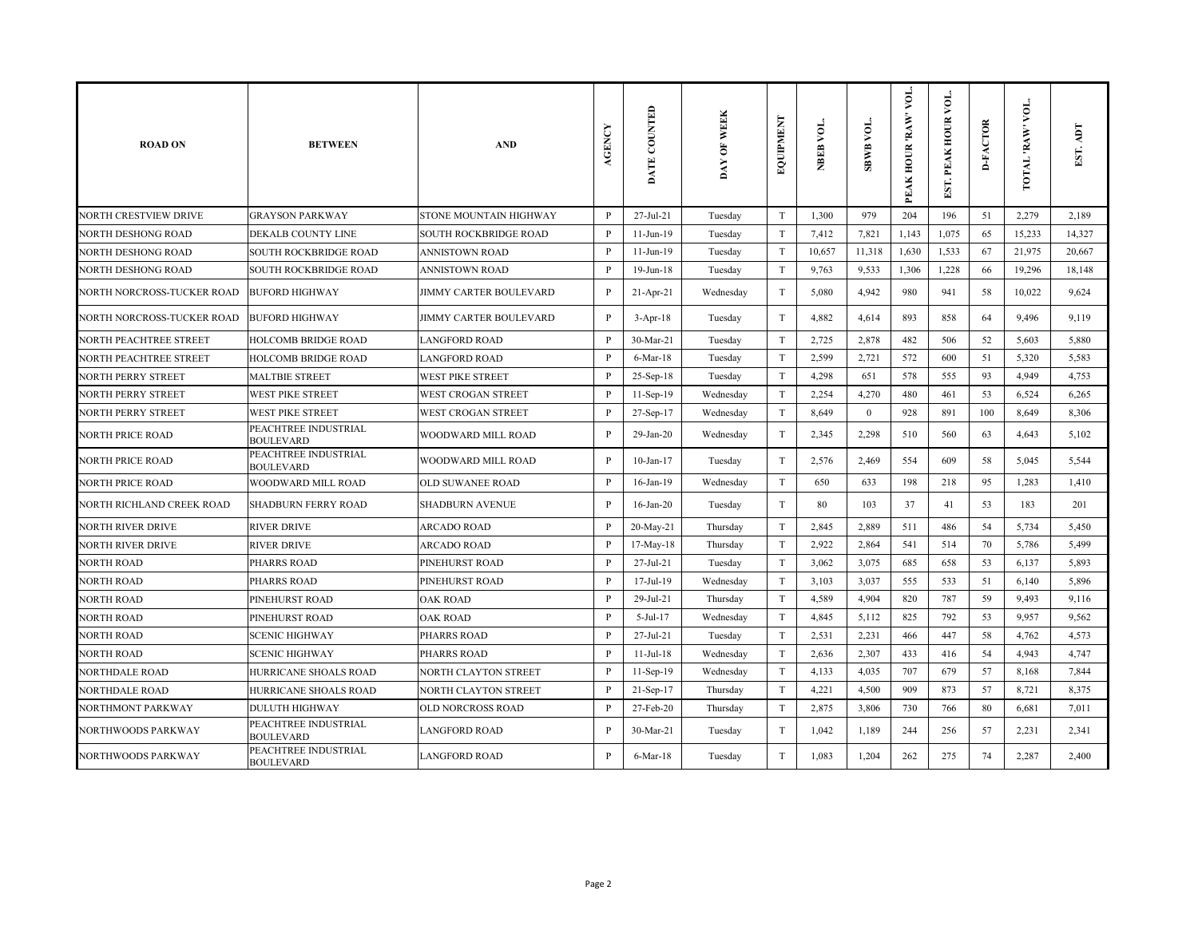| ROAD ON | BETWEEN | AND | AGENCY | DATE COUNTED | DAY OF WEEK | EQUIPMENT | NBEB VOL. | SBWB VOL. | PEAK HOUR 'RAW' VOL. | EST. PEAK HOUR VOL. | D-FACTOR | TOTAL 'RAW' VOL. | EST. ADT |
|---|---|---|---|---|---|---|---|---|---|---|---|---|---|
| NORTH CRESTVIEW DRIVE | GRAYSON PARKWAY | STONE MOUNTAIN HIGHWAY | P | 27-Jul-21 | Tuesday | T | 1,300 | 979 | 204 | 196 | 51 | 2,279 | 2,189 |
| NORTH DESHONG ROAD | DEKALB COUNTY LINE | SOUTH ROCKBRIDGE ROAD | P | 11-Jun-19 | Tuesday | T | 7,412 | 7,821 | 1,143 | 1,075 | 65 | 15,233 | 14,327 |
| NORTH DESHONG ROAD | SOUTH ROCKBRIDGE ROAD | ANNISTOWN ROAD | P | 11-Jun-19 | Tuesday | T | 10,657 | 11,318 | 1,630 | 1,533 | 67 | 21,975 | 20,667 |
| NORTH DESHONG ROAD | SOUTH ROCKBRIDGE ROAD | ANNISTOWN ROAD | P | 19-Jun-18 | Tuesday | T | 9,763 | 9,533 | 1,306 | 1,228 | 66 | 19,296 | 18,148 |
| NORTH NORCROSS-TUCKER ROAD | BUFORD HIGHWAY | JIMMY CARTER BOULEVARD | P | 21-Apr-21 | Wednesday | T | 5,080 | 4,942 | 980 | 941 | 58 | 10,022 | 9,624 |
| NORTH NORCROSS-TUCKER ROAD | BUFORD HIGHWAY | JIMMY CARTER BOULEVARD | P | 3-Apr-18 | Tuesday | T | 4,882 | 4,614 | 893 | 858 | 64 | 9,496 | 9,119 |
| NORTH PEACHTREE STREET | HOLCOMB BRIDGE ROAD | LANGFORD ROAD | P | 30-Mar-21 | Tuesday | T | 2,725 | 2,878 | 482 | 506 | 52 | 5,603 | 5,880 |
| NORTH PEACHTREE STREET | HOLCOMB BRIDGE ROAD | LANGFORD ROAD | P | 6-Mar-18 | Tuesday | T | 2,599 | 2,721 | 572 | 600 | 51 | 5,320 | 5,583 |
| NORTH PERRY STREET | MALTBIE STREET | WEST PIKE STREET | P | 25-Sep-18 | Tuesday | T | 4,298 | 651 | 578 | 555 | 93 | 4,949 | 4,753 |
| NORTH PERRY STREET | WEST PIKE STREET | WEST CROGAN STREET | P | 11-Sep-19 | Wednesday | T | 2,254 | 4,270 | 480 | 461 | 53 | 6,524 | 6,265 |
| NORTH PERRY STREET | WEST PIKE STREET | WEST CROGAN STREET | P | 27-Sep-17 | Wednesday | T | 8,649 | 0 | 928 | 891 | 100 | 8,649 | 8,306 |
| NORTH PRICE ROAD | PEACHTREE INDUSTRIAL BOULEVARD | WOODWARD MILL ROAD | P | 29-Jan-20 | Wednesday | T | 2,345 | 2,298 | 510 | 560 | 63 | 4,643 | 5,102 |
| NORTH PRICE ROAD | PEACHTREE INDUSTRIAL BOULEVARD | WOODWARD MILL ROAD | P | 10-Jan-17 | Tuesday | T | 2,576 | 2,469 | 554 | 609 | 58 | 5,045 | 5,544 |
| NORTH PRICE ROAD | WOODWARD MILL ROAD | OLD SUWANEE ROAD | P | 16-Jan-19 | Wednesday | T | 650 | 633 | 198 | 218 | 95 | 1,283 | 1,410 |
| NORTH RICHLAND CREEK ROAD | SHADBURN FERRY ROAD | SHADBURN AVENUE | P | 16-Jan-20 | Tuesday | T | 80 | 103 | 37 | 41 | 53 | 183 | 201 |
| NORTH RIVER DRIVE | RIVER DRIVE | ARCADO ROAD | P | 20-May-21 | Thursday | T | 2,845 | 2,889 | 511 | 486 | 54 | 5,734 | 5,450 |
| NORTH RIVER DRIVE | RIVER DRIVE | ARCADO ROAD | P | 17-May-18 | Thursday | T | 2,922 | 2,864 | 541 | 514 | 70 | 5,786 | 5,499 |
| NORTH ROAD | PHARRS ROAD | PINEHURST ROAD | P | 27-Jul-21 | Tuesday | T | 3,062 | 3,075 | 685 | 658 | 53 | 6,137 | 5,893 |
| NORTH ROAD | PHARRS ROAD | PINEHURST ROAD | P | 17-Jul-19 | Wednesday | T | 3,103 | 3,037 | 555 | 533 | 51 | 6,140 | 5,896 |
| NORTH ROAD | PINEHURST ROAD | OAK ROAD | P | 29-Jul-21 | Thursday | T | 4,589 | 4,904 | 820 | 787 | 59 | 9,493 | 9,116 |
| NORTH ROAD | PINEHURST ROAD | OAK ROAD | P | 5-Jul-17 | Wednesday | T | 4,845 | 5,112 | 825 | 792 | 53 | 9,957 | 9,562 |
| NORTH ROAD | SCENIC HIGHWAY | PHARRS ROAD | P | 27-Jul-21 | Tuesday | T | 2,531 | 2,231 | 466 | 447 | 58 | 4,762 | 4,573 |
| NORTH ROAD | SCENIC HIGHWAY | PHARRS ROAD | P | 11-Jul-18 | Wednesday | T | 2,636 | 2,307 | 433 | 416 | 54 | 4,943 | 4,747 |
| NORTHDALE ROAD | HURRICANE SHOALS ROAD | NORTH CLAYTON STREET | P | 11-Sep-19 | Wednesday | T | 4,133 | 4,035 | 707 | 679 | 57 | 8,168 | 7,844 |
| NORTHDALE ROAD | HURRICANE SHOALS ROAD | NORTH CLAYTON STREET | P | 21-Sep-17 | Thursday | T | 4,221 | 4,500 | 909 | 873 | 57 | 8,721 | 8,375 |
| NORTHMONT PARKWAY | DULUTH HIGHWAY | OLD NORCROSS ROAD | P | 27-Feb-20 | Thursday | T | 2,875 | 3,806 | 730 | 766 | 80 | 6,681 | 7,011 |
| NORTHWOODS PARKWAY | PEACHTREE INDUSTRIAL BOULEVARD | LANGFORD ROAD | P | 30-Mar-21 | Tuesday | T | 1,042 | 1,189 | 244 | 256 | 57 | 2,231 | 2,341 |
| NORTHWOODS PARKWAY | PEACHTREE INDUSTRIAL BOULEVARD | LANGFORD ROAD | P | 6-Mar-18 | Tuesday | T | 1,083 | 1,204 | 262 | 275 | 74 | 2,287 | 2,400 |